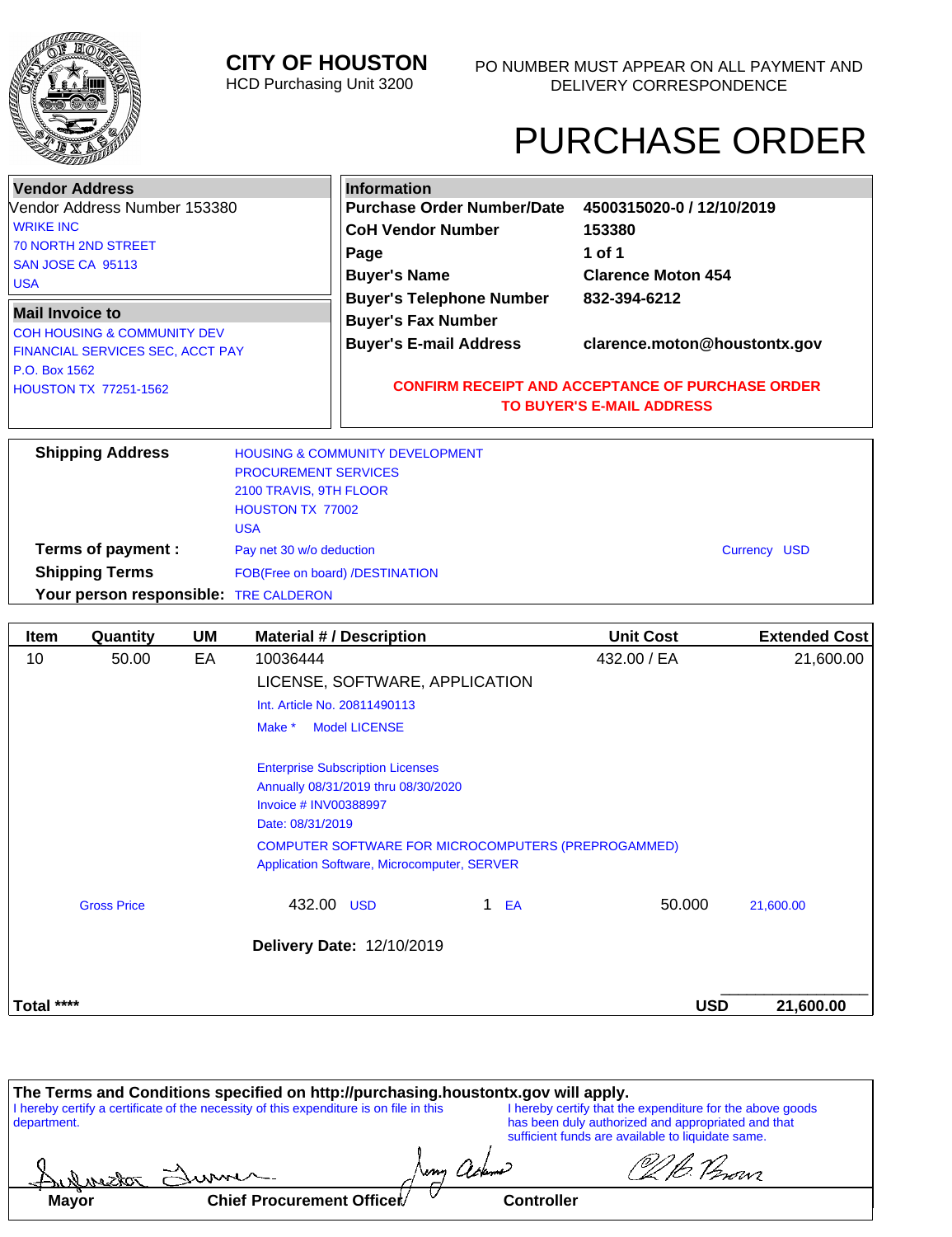# CITY OF HOUSTON

HCD Purchasing Unit 3200

PO NUMBER MUST APPEAR ON ALL PAYMENT AND DELIVERY CORRESPONDENCE

# PURCHASE ORDER

**Vendor Address**

Vendor Address Number 153380

WRIKE INC
70 NORTH 2ND STREET
SAN JOSE CA 95113
USA

**Mail Invoice to**

COH HOUSING & COMMUNITY DEV
FINANCIAL SERVICES SEC, ACCT PAY
P.O. Box 1562
HOUSTON TX 77251-1562

**Information**

| | |
|---|---|
| **Purchase Order Number/Date** | **4500315020-0 / 12/10/2019** |
| **CoH Vendor Number** | **153380** |
| **Page** | **1 of 1** |
| **Buyer's Name** | **Clarence Moton 454** |
| **Buyer's Telephone Number** | **832-394-6212** |
| **Buyer's Fax Number** | |
| **Buyer's E-mail Address** | **clarence.moton@houstontx.gov** |

**CONFIRM RECEIPT AND ACCEPTANCE OF PURCHASE ORDER TO BUYER'S E-MAIL ADDRESS**

**Shipping Address** HOUSING & COMMUNITY DEVELOPMENT
PROCUREMENT SERVICES
2100 TRAVIS, 9TH FLOOR
HOUSTON TX 77002
USA

**Terms of payment :** Pay net 30 w/o deduction — Currency USD

**Shipping Terms** FOB(Free on board) /DESTINATION

**Your person responsible:** TRE CALDERON

| Item | Quantity | UM | Material # / Description | Unit Cost | Extended Cost |
|---|---|---|---|---|---|
| 10 | 50.00 | EA | 10036444 | 432.00 / EA | 21,600.00 |
| | | | LICENSE, SOFTWARE, APPLICATION | | |
| | | | Int. Article No. 20811490113 | | |
| | | | Make * Model LICENSE | | |
| | | | Enterprise Subscription Licenses<br>Annually 08/31/2019 thru 08/30/2020<br>Invoice # INV00388997<br>Date: 08/31/2019 | | |
| | | | COMPUTER SOFTWARE FOR MICROCOMPUTERS (PREPROGAMMED)<br>Application Software, Microcomputer, SERVER | | |
| Gross Price | | | 432.00 USD 1 EA | 50.000 | 21,600.00 |
| | | | **Delivery Date:** 12/10/2019 | | |
| **Total \*\*\*\*** | | | | **USD** | **21,600.00** |

**The Terms and Conditions specified on http://purchasing.houstontx.gov will apply.**

I hereby certify a certificate of the necessity of this expenditure is on file in this department.

I hereby certify that the expenditure for the above goods has been duly authorized and appropriated and that sufficient funds are available to liquidate same.

| **Mayor** | **Chief Procurement Officer** | **Controller** |
|---|---|---|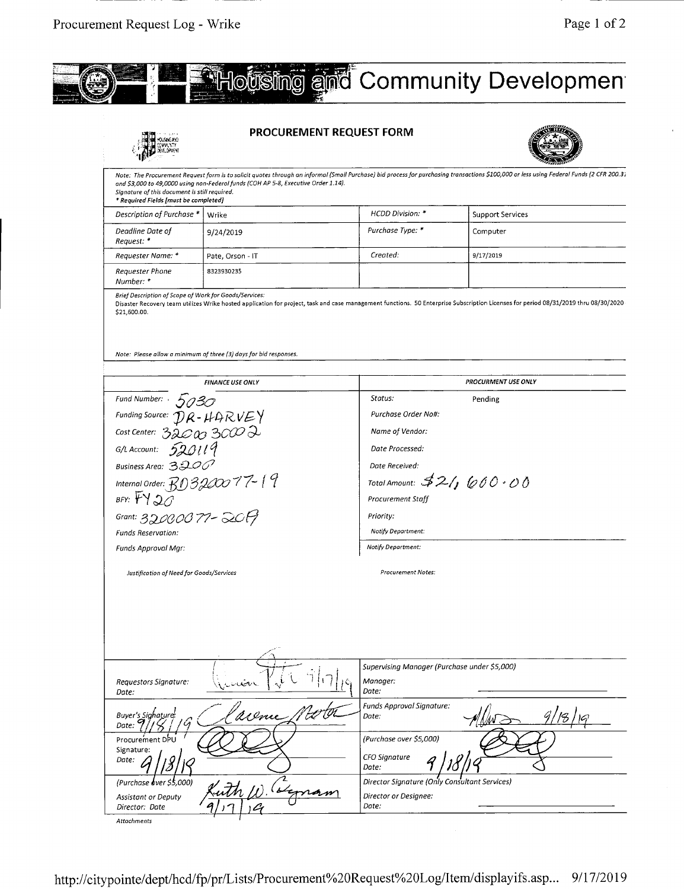# Housing and Community Development

## PROCUREMENT REQUEST FORM

*Note: The Procurement Request form is to solicit quotes through an informal (Small Purchase) bid process for purchasing transactions $100,000 or less using Federal Funds (2 CFR 200.3 and $3,000 to 49,0000 using non-Federal funds (COH AP 5-8, Executive Order 1.14). Signature of this document is still required.*
*\* Required Fields (must be completed)*

| | | | |
|---|---|---|---|
| *Description of Purchase \** | Wrike | *HCDD Division: \** | Support Services |
| *Deadline Date of Request: \** | 9/24/2019 | *Purchase Type: \** | Computer |
| *Requester Name: \** | Pate, Orson - IT | *Created:* | 9/17/2019 |
| *Requester Phone Number: \** | 8323930235 | | |

*Brief Description of Scope of Work for Goods/Services:*
Disaster Recovery team utilizes Wrike hosted application for project, task and case management functions. 50 Enterprise Subscription Licenses for period 08/31/2019 thru 08/30/2020 $21,600.00.

*Note: Please allow a minimum of three (3) days for bid responses.*

| *FINANCE USE ONLY* | *PROCUREMENT USE ONLY* |
|---|---|
| *Fund Number:* 5030 | *Status:* Pending |
| *Funding Source:* DR-HARVEY | *Purchase Order No#:* |
| *Cost Center:* 3200030002 | *Name of Vendor:* |
| *G/L Account:* 520119 | *Date Processed:* |
| *Business Area:* 3200 | *Date Received:* |
| *Internal Order:* RD320007719 | *Total Amount:* $21,600.00 |
| *BFY:* FY20 | *Procurement Staff* |
| *Grant:* 32000077-2019 | *Priority:* |
| *Funds Reservation:* | *Notify Department:* |
| *Funds Approval Mgr:* | *Notify Department:* |
| *Justification of Need for Goods/Services* | *Procurement Notes:* |

| | |
|---|---|
| *Requestors Signature: Date:* [signature] 9/17/19 | *Supervising Manager (Purchase under $5,000)* *Manager: Date:* |
| *Buyer's Signature: Date:* [signature] 9/18/19 | *Funds Approval Signature: Date:* [signature] 9/18/19 |
| Procurement DPU Signature: Date: [signature] 9/18/19 | *(Purchase over $5,000)* *CFO Signature Date:* [signature] 9/18/19 |
| *(Purchase over $5,000)* *Assistant or Deputy Director: Date* Keith W. Bynam 9/17/19 | *Director Signature (Only Consultant Services)* *Director or Designee: Date:* |

*Attachments*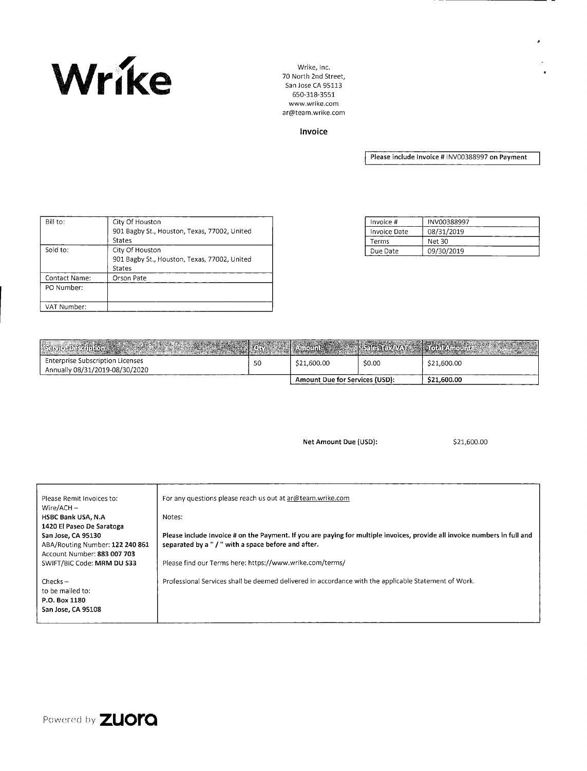**Wrike**

Wrike, Inc.
70 North 2nd Street,
San Jose CA 95113
650-318-3551
www.wrike.com
ar@team.wrike.com

## Invoice

**Please include Invoice # INV00388997 on Payment**

| Bill to: | City Of Houston<br>901 Bagby St., Houston, Texas, 77002, United States |
|---|---|
| Sold to: | City Of Houston<br>901 Bagby St., Houston, Texas, 77002, United States |
| Contact Name: | Orson Pate |
| PO Number: | |
| VAT Number: | |

| Invoice # | INV00388997 |
|---|---|
| Invoice Date | 08/31/2019 |
| Terms | Net 30 |
| Due Date | 09/30/2019 |

| Service Description | Qty | Amount | Sales Tax/VAT | Total Amount |
|---|---|---|---|---|
| Enterprise Subscription Licenses Annually 08/31/2019-08/30/2020 | 50 | $21,600.00 | $0.00 | $21,600.00 |
| | | **Amount Due for Services (USD):** | | **$21,600.00** |

**Net Amount Due (USD):** $21,600.00

| Please Remit Invoices to:<br>Wire/ACH –<br>**HSBC Bank USA, N.A**<br>**1420 El Paseo De Saratoga**<br>**San Jose, CA 95130**<br>ABA/Routing Number: **122 240 861**<br>Account Number: **883 007 703**<br>SWIFT/BIC Code: **MRM DU S33**<br><br>Checks –<br>to be mailed to:<br>**P.O. Box 1180**<br>**San Jose, CA 95108** | For any questions please reach us out at ar@team.wrike.com<br><br>Notes:<br><br>**Please include Invoice # on the Payment. If you are paying for multiple invoices, provide all invoice numbers in full and separated by a " / " with a space before and after.**<br><br>Please find our Terms here: https://www.wrike.com/terms/<br><br>Professional Services shall be deemed delivered in accordance with the applicable Statement of Work. |
|---|---|

Powered by **zuora**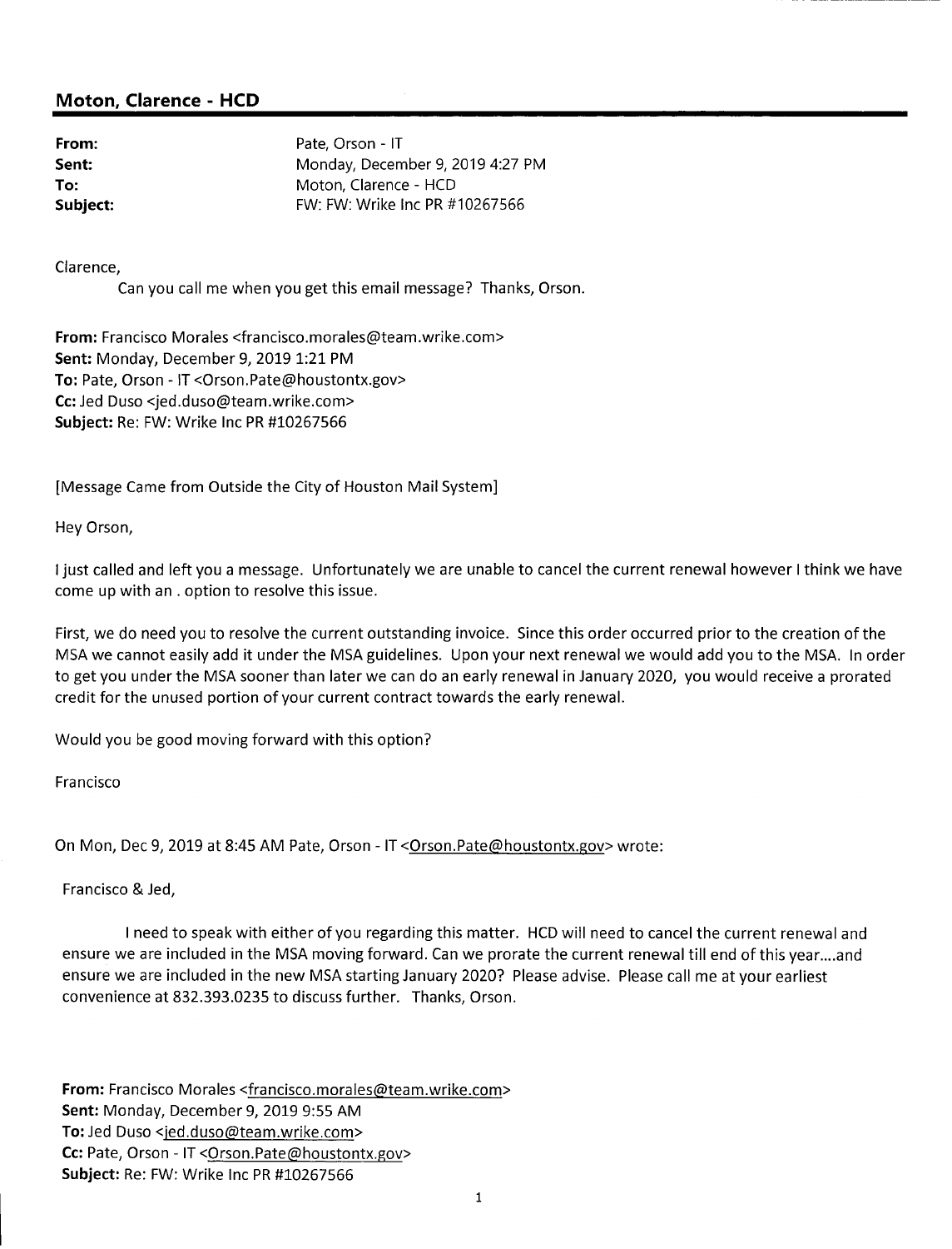## Moton, Clarence - HCD

| | |
|---|---|
| **From:** | Pate, Orson - IT |
| **Sent:** | Monday, December 9, 2019 4:27 PM |
| **To:** | Moton, Clarence - HCD |
| **Subject:** | FW: FW: Wrike Inc PR #10267566 |

Clarence,

Can you call me when you get this email message? Thanks, Orson.

**From:** Francisco Morales <francisco.morales@team.wrike.com>
**Sent:** Monday, December 9, 2019 1:21 PM
**To:** Pate, Orson - IT <Orson.Pate@houstontx.gov>
**Cc:** Jed Duso <jed.duso@team.wrike.com>
**Subject:** Re: FW: Wrike Inc PR #10267566

[Message Came from Outside the City of Houston Mail System]

Hey Orson,

I just called and left you a message. Unfortunately we are unable to cancel the current renewal however I think we have come up with an . option to resolve this issue.

First, we do need you to resolve the current outstanding invoice. Since this order occurred prior to the creation of the MSA we cannot easily add it under the MSA guidelines. Upon your next renewal we would add you to the MSA. In order to get you under the MSA sooner than later we can do an early renewal in January 2020, you would receive a prorated credit for the unused portion of your current contract towards the early renewal.

Would you be good moving forward with this option?

Francisco

On Mon, Dec 9, 2019 at 8:45 AM Pate, Orson - IT <Orson.Pate@houstontx.gov> wrote:

Francisco & Jed,

I need to speak with either of you regarding this matter. HCD will need to cancel the current renewal and ensure we are included in the MSA moving forward. Can we prorate the current renewal till end of this year....and ensure we are included in the new MSA starting January 2020? Please advise. Please call me at your earliest convenience at 832.393.0235 to discuss further. Thanks, Orson.

**From:** Francisco Morales <francisco.morales@team.wrike.com>
**Sent:** Monday, December 9, 2019 9:55 AM
**To:** Jed Duso <jed.duso@team.wrike.com>
**Cc:** Pate, Orson - IT <Orson.Pate@houstontx.gov>
**Subject:** Re: FW: Wrike Inc PR #10267566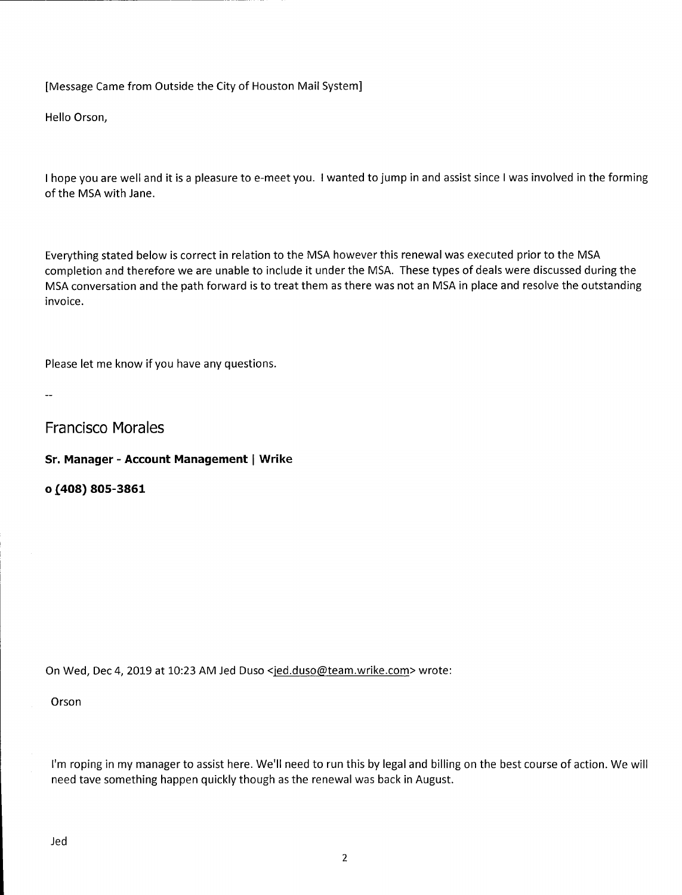[Message Came from Outside the City of Houston Mail System]

Hello Orson,

I hope you are well and it is a pleasure to e-meet you. I wanted to jump in and assist since I was involved in the forming of the MSA with Jane.

Everything stated below is correct in relation to the MSA however this renewal was executed prior to the MSA completion and therefore we are unable to include it under the MSA. These types of deals were discussed during the MSA conversation and the path forward is to treat them as there was not an MSA in place and resolve the outstanding invoice.

Please let me know if you have any questions.

--

Francisco Morales

**Sr. Manager - Account Management | Wrike**

**o (408) 805-3861**

On Wed, Dec 4, 2019 at 10:23 AM Jed Duso <jed.duso@team.wrike.com> wrote:

> Orson
>
> I'm roping in my manager to assist here. We'll need to run this by legal and billing on the best course of action. We will need tave something happen quickly though as the renewal was back in August.
>
> Jed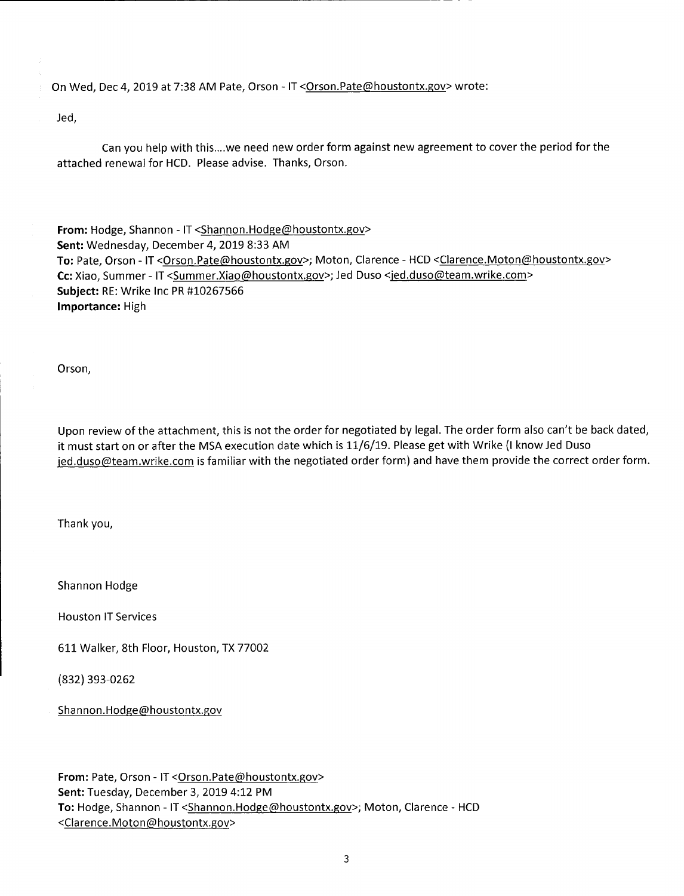On Wed, Dec 4, 2019 at 7:38 AM Pate, Orson - IT <Orson.Pate@houstontx.gov> wrote:

Jed,

Can you help with this....we need new order form against new agreement to cover the period for the attached renewal for HCD. Please advise. Thanks, Orson.

**From:** Hodge, Shannon - IT <Shannon.Hodge@houstontx.gov>
**Sent:** Wednesday, December 4, 2019 8:33 AM
**To:** Pate, Orson - IT <Orson.Pate@houstontx.gov>; Moton, Clarence - HCD <Clarence.Moton@houstontx.gov>
**Cc:** Xiao, Summer - IT <Summer.Xiao@houstontx.gov>; Jed Duso <jed.duso@team.wrike.com>
**Subject:** RE: Wrike Inc PR #10267566
**Importance:** High

Orson,

Upon review of the attachment, this is not the order for negotiated by legal. The order form also can't be back dated, it must start on or after the MSA execution date which is 11/6/19. Please get with Wrike (I know Jed Duso jed.duso@team.wrike.com is familiar with the negotiated order form) and have them provide the correct order form.

Thank you,

Shannon Hodge

Houston IT Services

611 Walker, 8th Floor, Houston, TX 77002

(832) 393-0262

Shannon.Hodge@houstontx.gov

**From:** Pate, Orson - IT <Orson.Pate@houstontx.gov>
**Sent:** Tuesday, December 3, 2019 4:12 PM
**To:** Hodge, Shannon - IT <Shannon.Hodge@houstontx.gov>; Moton, Clarence - HCD <Clarence.Moton@houstontx.gov>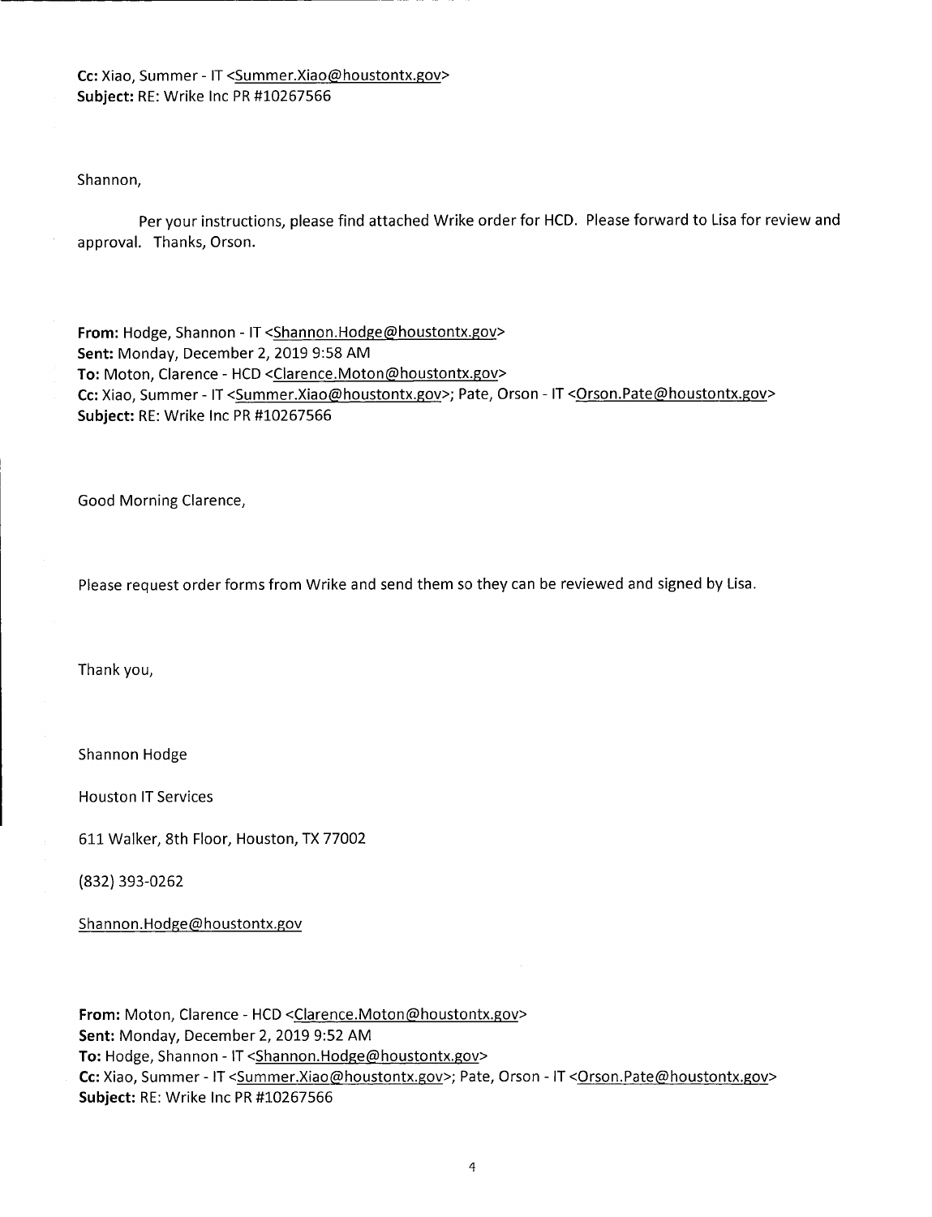**Cc:** Xiao, Summer - IT <Summer.Xiao@houstontx.gov>
**Subject:** RE: Wrike Inc PR #10267566

Shannon,

Per your instructions, please find attached Wrike order for HCD. Please forward to Lisa for review and approval. Thanks, Orson.

**From:** Hodge, Shannon - IT <Shannon.Hodge@houstontx.gov>
**Sent:** Monday, December 2, 2019 9:58 AM
**To:** Moton, Clarence - HCD <Clarence.Moton@houstontx.gov>
**Cc:** Xiao, Summer - IT <Summer.Xiao@houstontx.gov>; Pate, Orson - IT <Orson.Pate@houstontx.gov>
**Subject:** RE: Wrike Inc PR #10267566

Good Morning Clarence,

Please request order forms from Wrike and send them so they can be reviewed and signed by Lisa.

Thank you,

Shannon Hodge

Houston IT Services

611 Walker, 8th Floor, Houston, TX 77002

(832) 393-0262

Shannon.Hodge@houstontx.gov

**From:** Moton, Clarence - HCD <Clarence.Moton@houstontx.gov>
**Sent:** Monday, December 2, 2019 9:52 AM
**To:** Hodge, Shannon - IT <Shannon.Hodge@houstontx.gov>
**Cc:** Xiao, Summer - IT <Summer.Xiao@houstontx.gov>; Pate, Orson - IT <Orson.Pate@houstontx.gov>
**Subject:** RE: Wrike Inc PR #10267566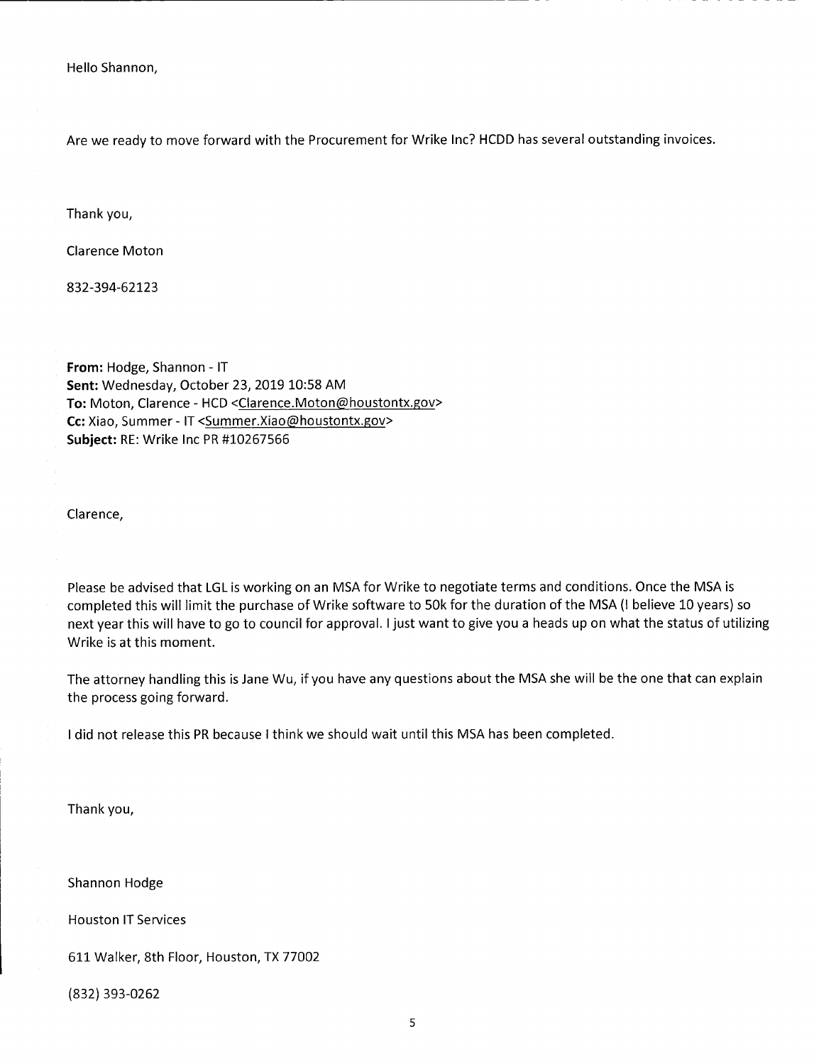Hello Shannon,

Are we ready to move forward with the Procurement for Wrike Inc? HCDD has several outstanding invoices.

Thank you,

Clarence Moton

832-394-62123

**From:** Hodge, Shannon - IT
**Sent:** Wednesday, October 23, 2019 10:58 AM
**To:** Moton, Clarence - HCD <Clarence.Moton@houstontx.gov>
**Cc:** Xiao, Summer - IT <Summer.Xiao@houstontx.gov>
**Subject:** RE: Wrike Inc PR #10267566

Clarence,

Please be advised that LGL is working on an MSA for Wrike to negotiate terms and conditions. Once the MSA is completed this will limit the purchase of Wrike software to 50k for the duration of the MSA (I believe 10 years) so next year this will have to go to council for approval. I just want to give you a heads up on what the status of utilizing Wrike is at this moment.

The attorney handling this is Jane Wu, if you have any questions about the MSA she will be the one that can explain the process going forward.

I did not release this PR because I think we should wait until this MSA has been completed.

Thank you,

Shannon Hodge

Houston IT Services

611 Walker, 8th Floor, Houston, TX 77002

(832) 393-0262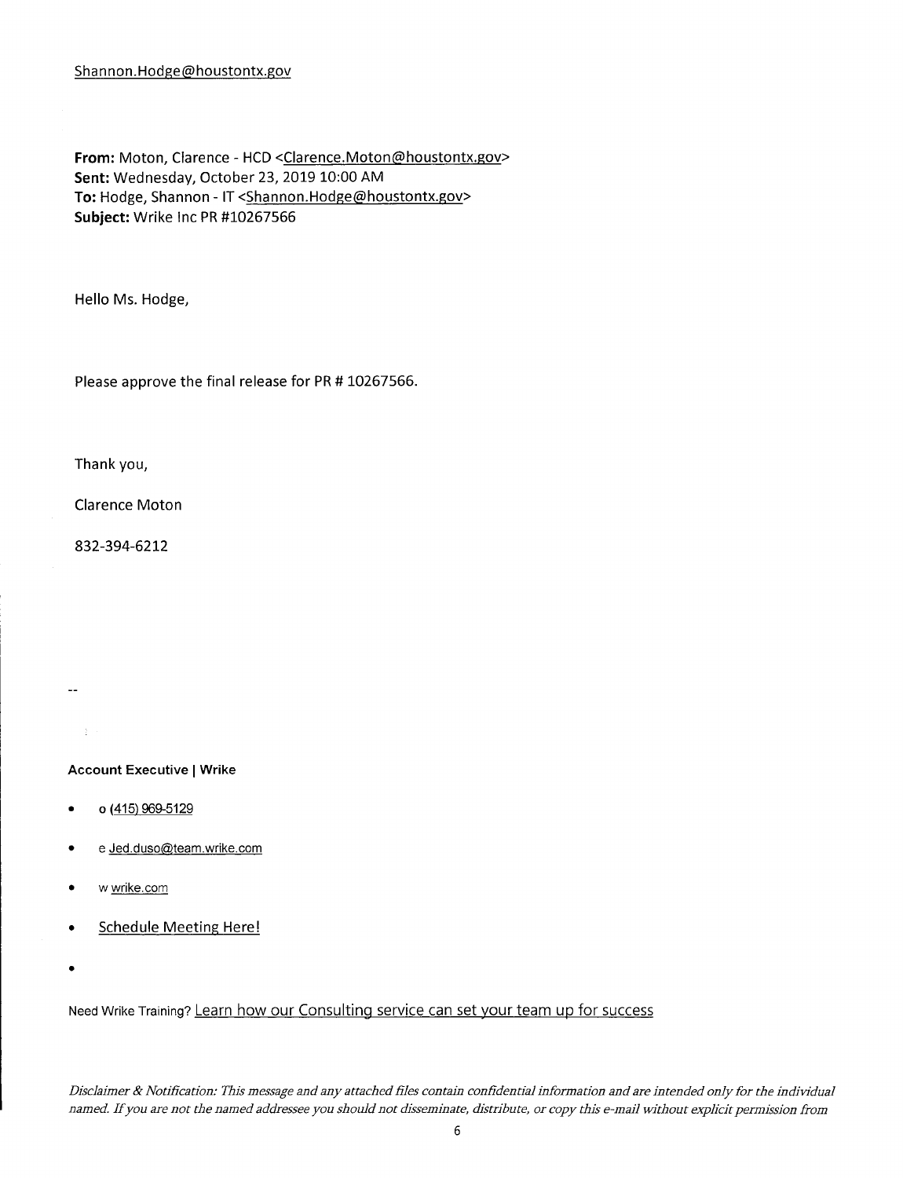Shannon.Hodge@houstontx.gov

**From:** Moton, Clarence - HCD <Clarence.Moton@houstontx.gov>
**Sent:** Wednesday, October 23, 2019 10:00 AM
**To:** Hodge, Shannon - IT <Shannon.Hodge@houstontx.gov>
**Subject:** Wrike Inc PR #10267566

Hello Ms. Hodge,

Please approve the final release for PR # 10267566.

Thank you,

Clarence Moton

832-394-6212

--

**Account Executive | Wrike**

- o (415) 969-5129
- e Jed.duso@team.wrike.com
- w wrike.com
- Schedule Meeting Here!
- 

Need Wrike Training? Learn how our Consulting service can set your team up for success

*Disclaimer & Notification: This message and any attached files contain confidential information and are intended only for the individual named. If you are not the named addressee you should not disseminate, distribute, or copy this e-mail without explicit permission from*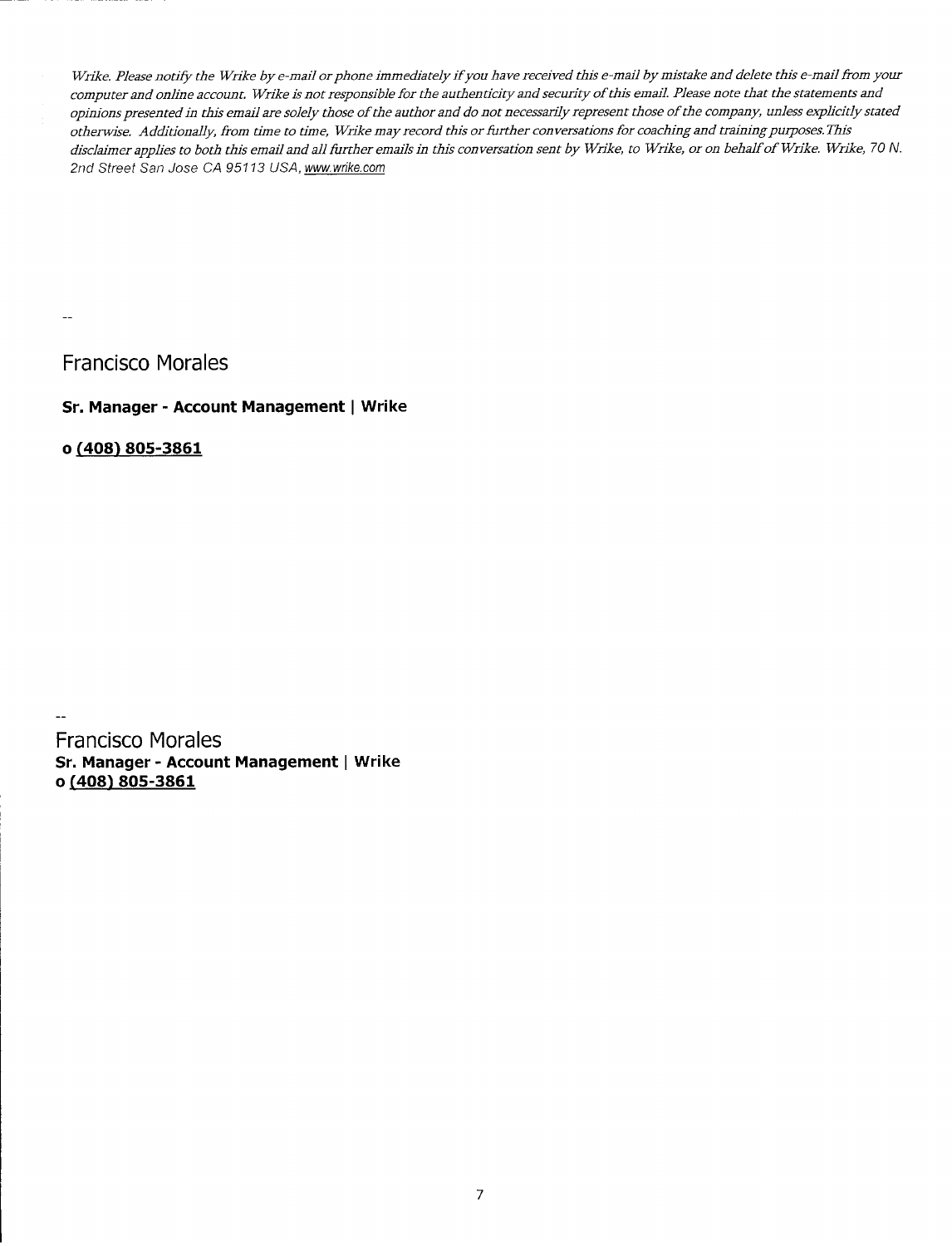*Wrike. Please notify the Wrike by e-mail or phone immediately if you have received this e-mail by mistake and delete this e-mail from your computer and online account. Wrike is not responsible for the authenticity and security of this email. Please note that the statements and opinions presented in this email are solely those of the author and do not necessarily represent those of the company, unless explicitly stated otherwise. Additionally, from time to time, Wrike may record this or further conversations for coaching and training purposes. This disclaimer applies to both this email and all further emails in this conversation sent by Wrike, to Wrike, or on behalf of Wrike. Wrike, 70 N. 2nd Street San Jose CA 95113 USA,* www.wrike.com

--

Francisco Morales

**Sr. Manager - Account Management | Wrike**

**o (408) 805-3861**

--

Francisco Morales
**Sr. Manager - Account Management | Wrike**
**o (408) 805-3861**